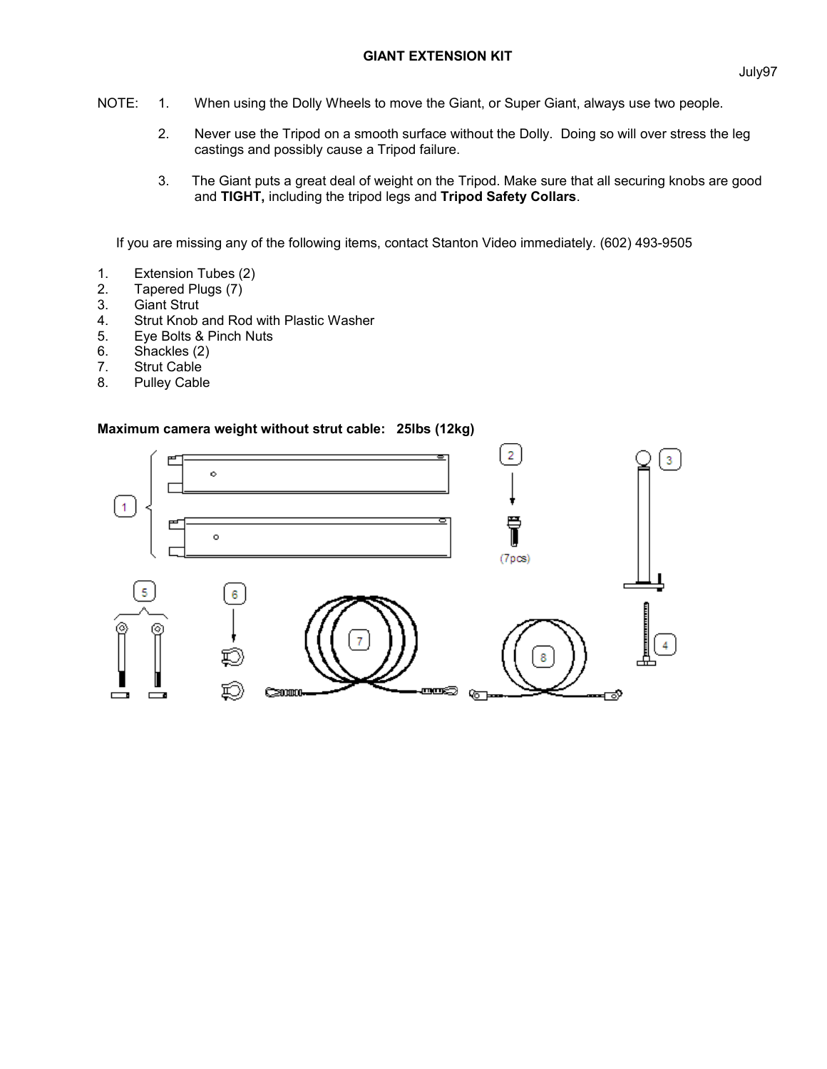**GIANT EXTENSION KIT**

July97

NOTE:

1. When using the Dolly Wheels to move the Giant, or Super Giant, always use two people.

2. Never use the Tripod on a smooth surface without the Dolly. Doing so will over stress the leg castings and possibly cause a Tripod failure.

3. The Giant puts a great deal of weight on the Tripod. Make sure that all securing knobs are good and **TIGHT,** including the tripod legs and **Tripod Safety Collars**.

If you are missing any of the following items, contact Stanton Video immediately. (602) 493-9505

1. Extension Tubes (2)
2. Tapered Plugs (7)
3. Giant Strut
4. Strut Knob and Rod with Plastic Washer
5. Eye Bolts & Pinch Nuts
6. Shackles (2)
7. Strut Cable
8. Pulley Cable

**Maximum camera weight without strut cable: 25lbs (12kg)**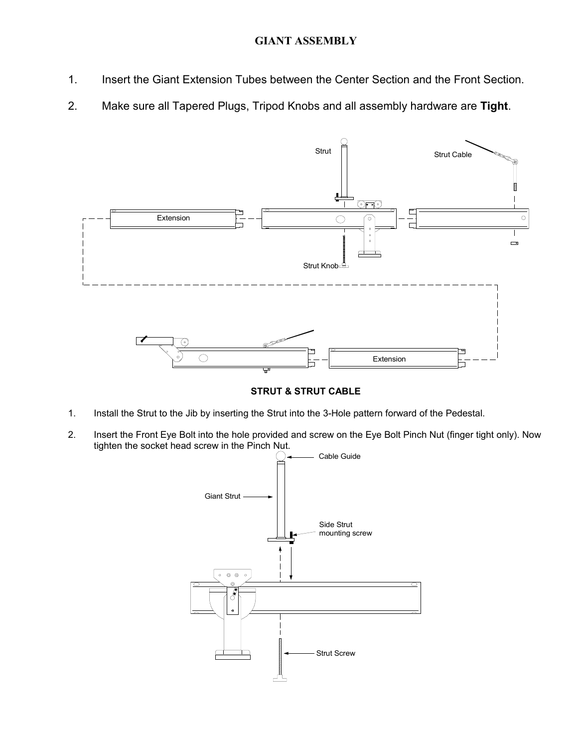# GIANT ASSEMBLY

1. Insert the Giant Extension Tubes between the Center Section and the Front Section.

2. Make sure all Tapered Plugs, Tripod Knobs and all assembly hardware are **Tight**.

## STRUT & STRUT CABLE

1. Install the Strut to the Jib by inserting the Strut into the 3-Hole pattern forward of the Pedestal.

2. Insert the Front Eye Bolt into the hole provided and screw on the Eye Bolt Pinch Nut (finger tight only). Now tighten the socket head screw in the Pinch Nut.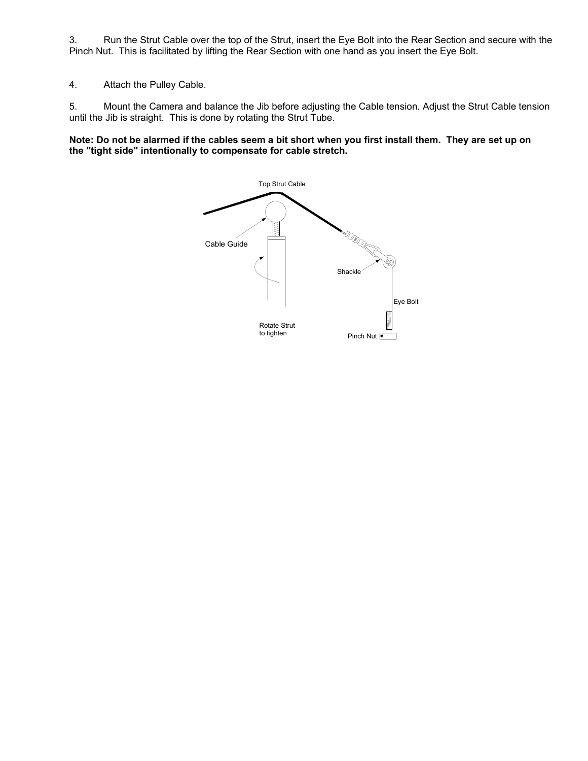3. Run the Strut Cable over the top of the Strut, insert the Eye Bolt into the Rear Section and secure with the Pinch Nut. This is facilitated by lifting the Rear Section with one hand as you insert the Eye Bolt.

4. Attach the Pulley Cable.

5. Mount the Camera and balance the Jib before adjusting the Cable tension. Adjust the Strut Cable tension until the Jib is straight. This is done by rotating the Strut Tube.

**Note: Do not be alarmed if the cables seem a bit short when you first install them. They are set up on the "tight side" intentionally to compensate for cable stretch.**

Top Strut Cable

Cable Guide

Shackle

Eye Bolt

Rotate Strut to tighten

Pinch Nut